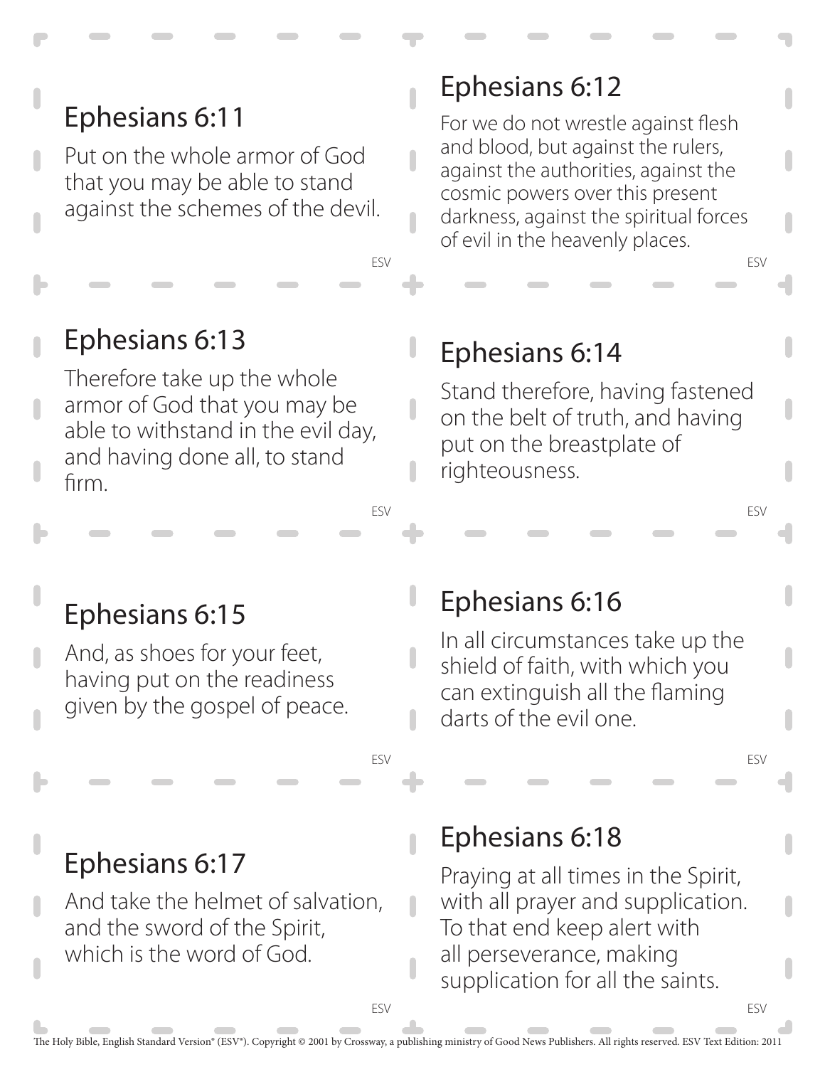## Ephesians 6:11

Put on the whole armor of God that you may be able to stand against the schemes of the devil.

ESV

## Ephesians 6:12

For we do not wrestle against flesh and blood, but against the rulers, against the authorities, against the cosmic powers over this present darkness, against the spiritual forces of evil in the heavenly places.

ESV

## Ephesians 6:13

Therefore take up the whole armor of God that you may be able to withstand in the evil day, and having done all, to stand firm.

ESV

## Ephesians 6:14

Stand therefore, having fastened on the belt of truth, and having put on the breastplate of righteousness.

ESV

## Ephesians 6:15

And, as shoes for your feet, having put on the readiness given by the gospel of peace.

ESV

## Ephesians 6:16

In all circumstances take up the shield of faith, with which you can extinguish all the flaming darts of the evil one.

ESV

## Ephesians 6:17

And take the helmet of salvation, and the sword of the Spirit, which is the word of God.

ESV

## Ephesians 6:18

Praying at all times in the Spirit, with all prayer and supplication. To that end keep alert with all perseverance, making supplication for all the saints.

ESV

The Holy Bible, English Standard Version® (ESV®). Copyright © 2001 by Crossway, a publishing ministry of Good News Publishers. All rights reserved. ESV Text Edition: 2011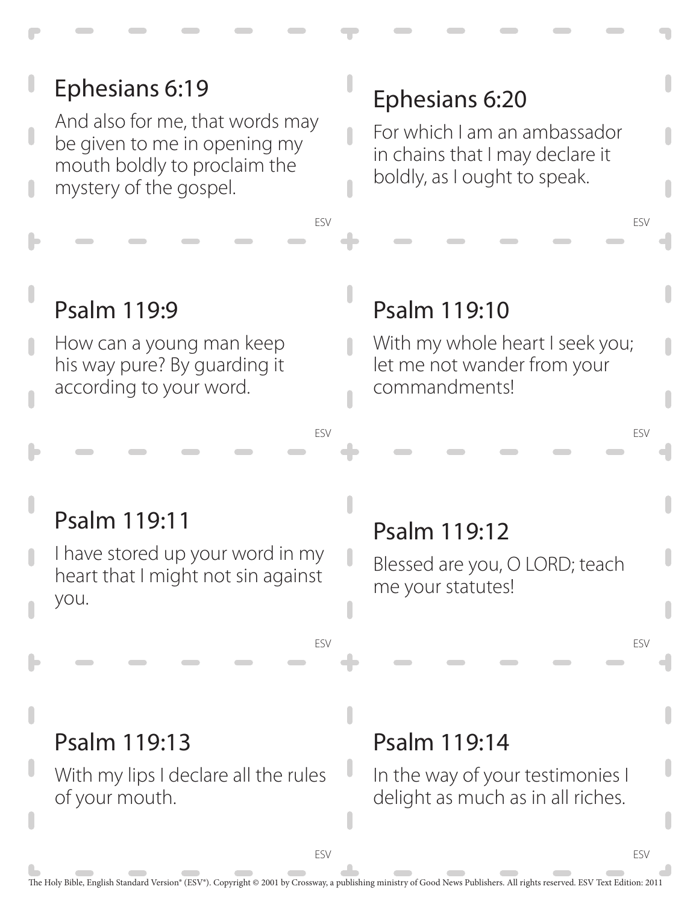## Ephesians 6:19

And also for me, that words may be given to me in opening my mouth boldly to proclaim the mystery of the gospel.

ESV

## Ephesians 6:20

For which I am an ambassador in chains that I may declare it boldly, as I ought to speak.

ESV

## Psalm 119:9

How can a young man keep his way pure? By guarding it according to your word.

ESV

## Psalm 119:10

With my whole heart I seek you; let me not wander from your commandments!

ESV

## Psalm 119:11

I have stored up your word in my heart that I might not sin against you.

ESV

## Psalm 119:12

Blessed are you, O LORD; teach me your statutes!

ESV

## Psalm 119:13

With my lips I declare all the rules of your mouth.

ESV

## Psalm 119:14

In the way of your testimonies I delight as much as in all riches.

ESV

The Holy Bible, English Standard Version® (ESV®). Copyright © 2001 by Crossway, a publishing ministry of Good News Publishers. All rights reserved. ESV Text Edition: 2011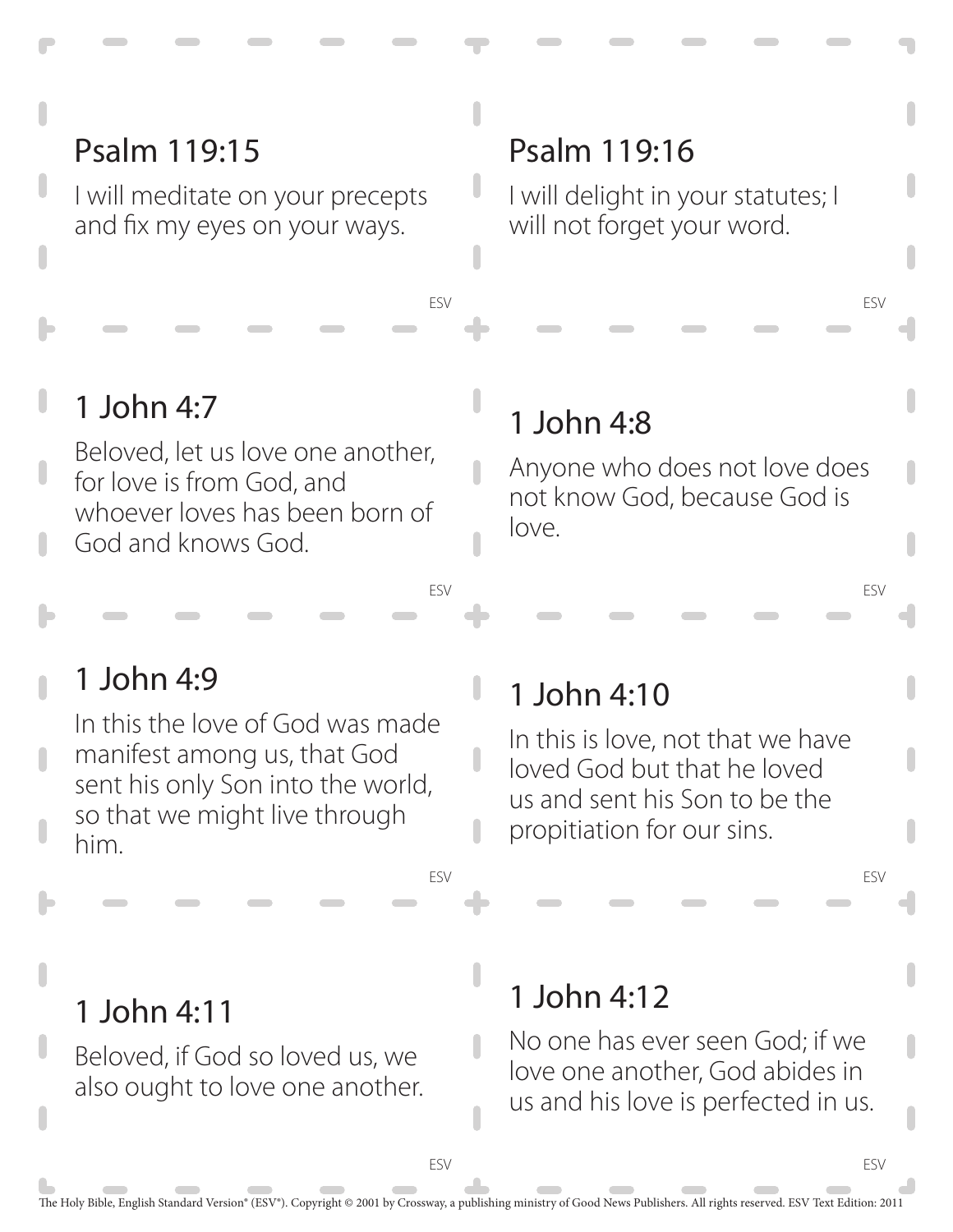## Psalm 119:15

I will meditate on your precepts and fix my eyes on your ways.

ESV

## Psalm 119:16

I will delight in your statutes; I will not forget your word.

ESV

## 1 John 4:7

Beloved, let us love one another, for love is from God, and whoever loves has been born of God and knows God.

ESV

## 1 John 4:8

Anyone who does not love does not know God, because God is love.

ESV

## 1 John 4:9

In this the love of God was made manifest among us, that God sent his only Son into the world, so that we might live through him.

ESV

## 1 John 4:10

In this is love, not that we have loved God but that he loved us and sent his Son to be the propitiation for our sins.

ESV

## 1 John 4:11

Beloved, if God so loved us, we also ought to love one another.

ESV

## 1 John 4:12

No one has ever seen God; if we love one another, God abides in us and his love is perfected in us.

ESV

The Holy Bible, English Standard Version® (ESV®). Copyright © 2001 by Crossway, a publishing ministry of Good News Publishers. All rights reserved. ESV Text Edition: 2011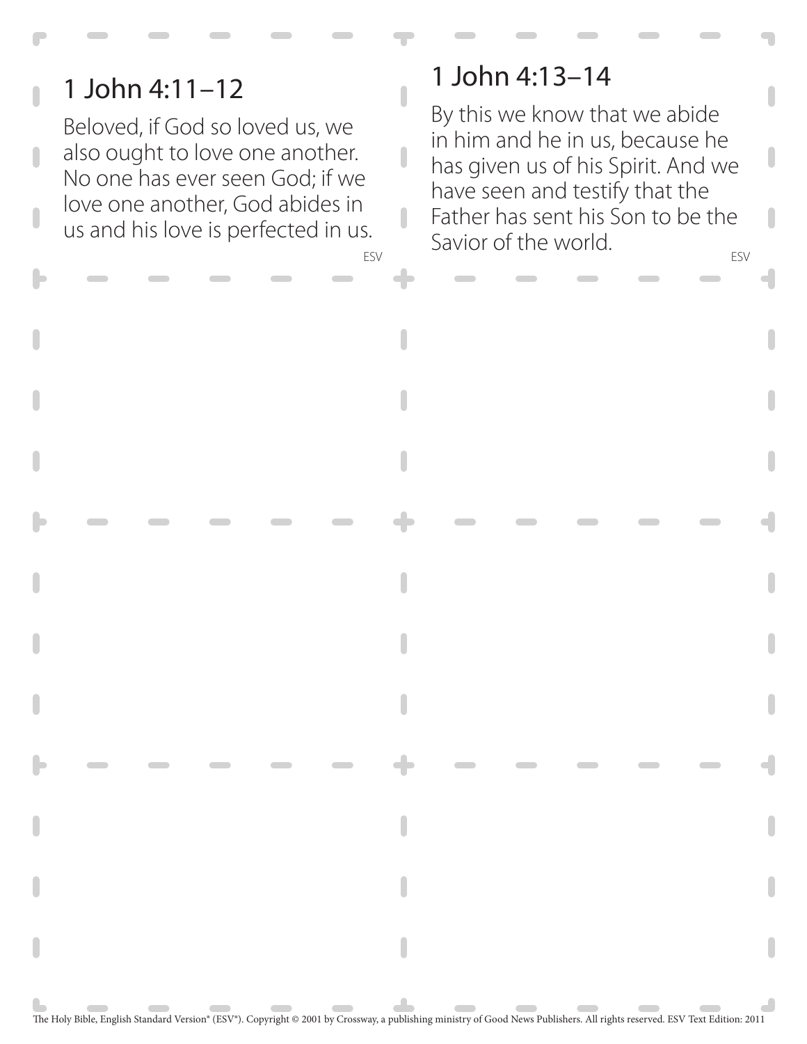## 1 John 4:11–12

Beloved, if God so loved us, we also ought to love one another. No one has ever seen God; if we love one another, God abides in us and his love is perfected in us.

ESV

## 1 John 4:13–14

By this we know that we abide in him and he in us, because he has given us of his Spirit. And we have seen and testify that the Father has sent his Son to be the Savior of the world.

ESV

The Holy Bible, English Standard Version® (ESV®). Copyright © 2001 by Crossway, a publishing ministry of Good News Publishers. All rights reserved. ESV Text Edition: 2011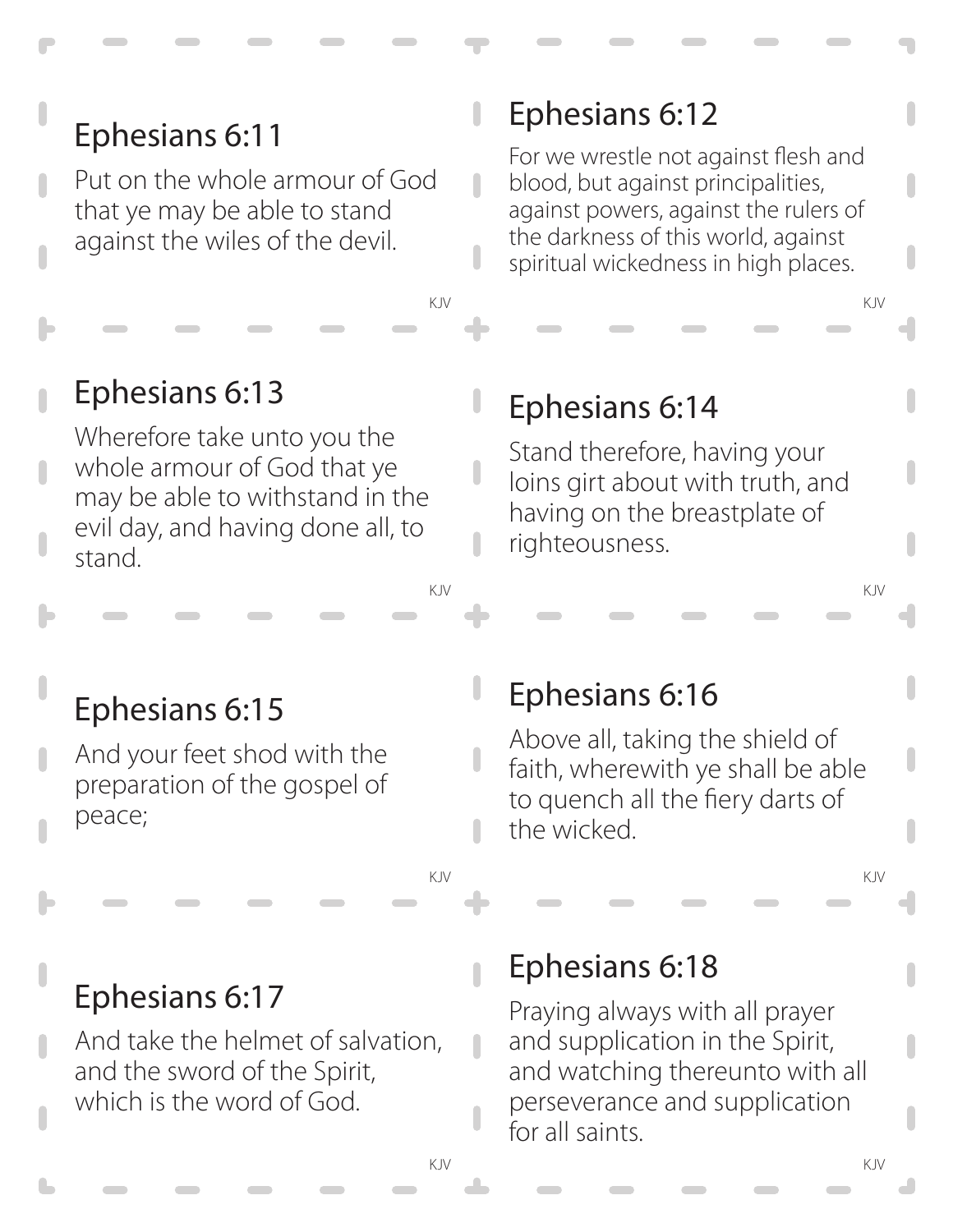## Ephesians 6:11

Put on the whole armour of God that ye may be able to stand against the wiles of the devil.

KJV

## Ephesians 6:12

For we wrestle not against flesh and blood, but against principalities, against powers, against the rulers of the darkness of this world, against spiritual wickedness in high places.

KJV

## Ephesians 6:13

Wherefore take unto you the whole armour of God that ye may be able to withstand in the evil day, and having done all, to stand.

KJV

## Ephesians 6:14

Stand therefore, having your loins girt about with truth, and having on the breastplate of righteousness.

KJV

## Ephesians 6:15

And your feet shod with the preparation of the gospel of peace;

KJV

## Ephesians 6:16

Above all, taking the shield of faith, wherewith ye shall be able to quench all the fiery darts of the wicked.

KJV

## Ephesians 6:17

And take the helmet of salvation, and the sword of the Spirit, which is the word of God.

KJV

## Ephesians 6:18

Praying always with all prayer and supplication in the Spirit, and watching thereunto with all perseverance and supplication for all saints.

KJV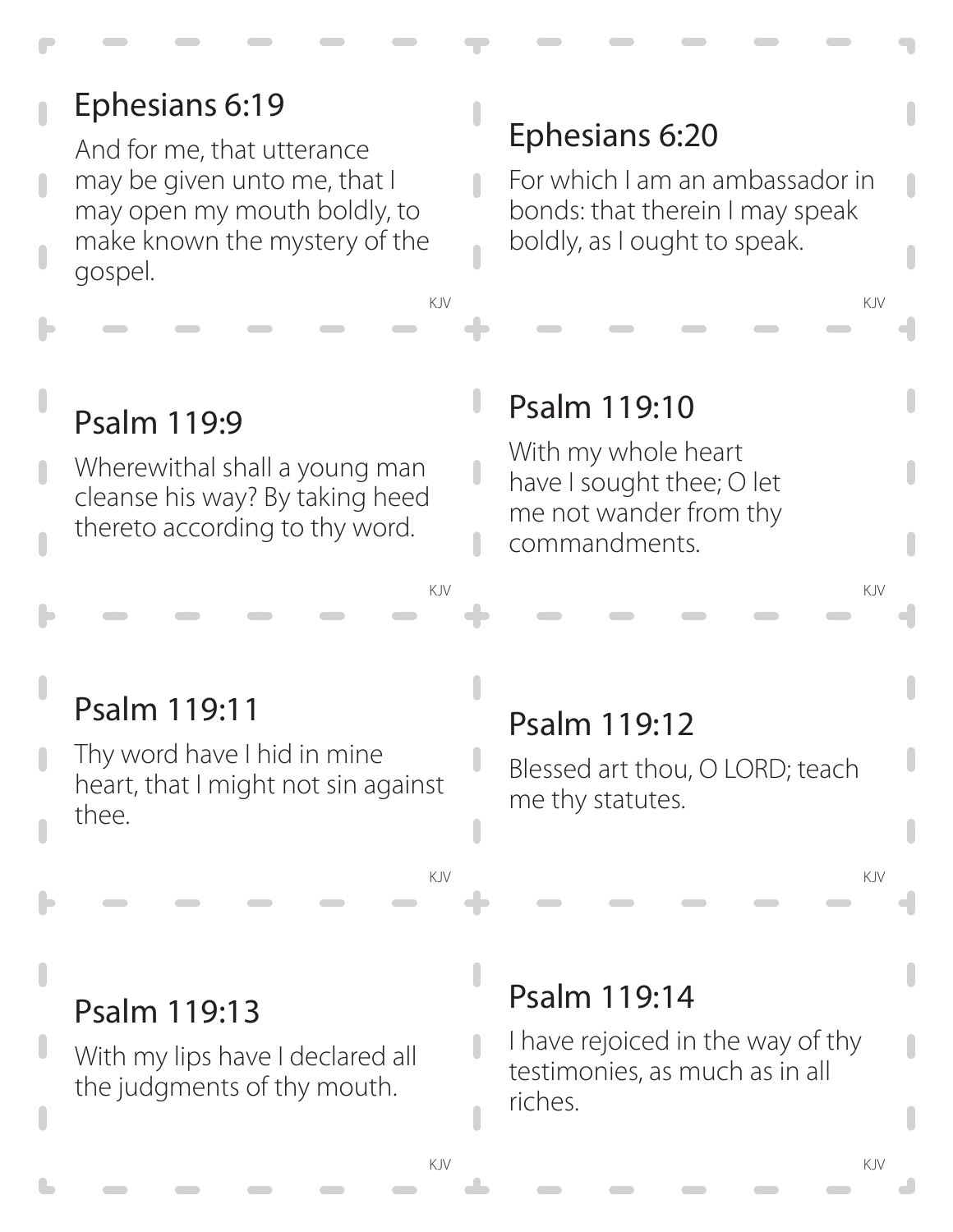## Ephesians 6:19

And for me, that utterance may be given unto me, that I may open my mouth boldly, to make known the mystery of the gospel.

KJV

## Ephesians 6:20

For which I am an ambassador in bonds: that therein I may speak boldly, as I ought to speak.

KJV

## Psalm 119:9

Wherewithal shall a young man cleanse his way? By taking heed thereto according to thy word.

KJV

## Psalm 119:10

With my whole heart have I sought thee; O let me not wander from thy commandments.

KJV

## Psalm 119:11

Thy word have I hid in mine heart, that I might not sin against thee.

KJV

## Psalm 119:12

Blessed art thou, O LORD; teach me thy statutes.

KJV

## Psalm 119:13

With my lips have I declared all the judgments of thy mouth.

KJV

## Psalm 119:14

I have rejoiced in the way of thy testimonies, as much as in all riches.

KJV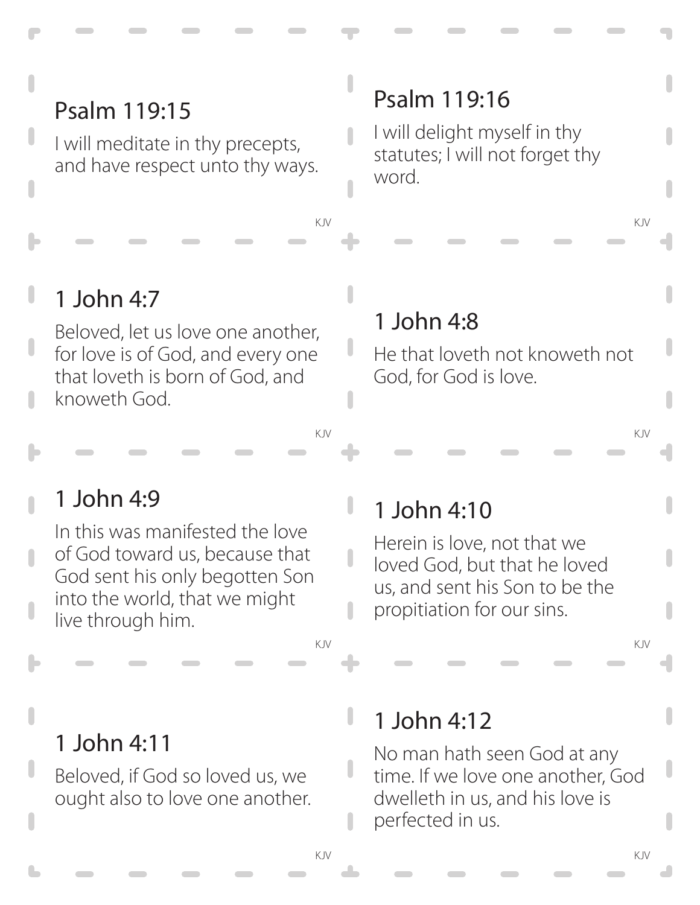## Psalm 119:15

I will meditate in thy precepts, and have respect unto thy ways.

KJV

## Psalm 119:16

I will delight myself in thy statutes; I will not forget thy word.

KJV

## 1 John 4:7

Beloved, let us love one another, for love is of God, and every one that loveth is born of God, and knoweth God.

KJV

## 1 John 4:8

He that loveth not knoweth not God, for God is love.

KJV

## 1 John 4:9

In this was manifested the love of God toward us, because that God sent his only begotten Son into the world, that we might live through him.

KJV

## 1 John 4:10

Herein is love, not that we loved God, but that he loved us, and sent his Son to be the propitiation for our sins.

KJV

## 1 John 4:11

Beloved, if God so loved us, we ought also to love one another.

KJV

## 1 John 4:12

No man hath seen God at any time. If we love one another, God dwelleth in us, and his love is perfected in us.

KJV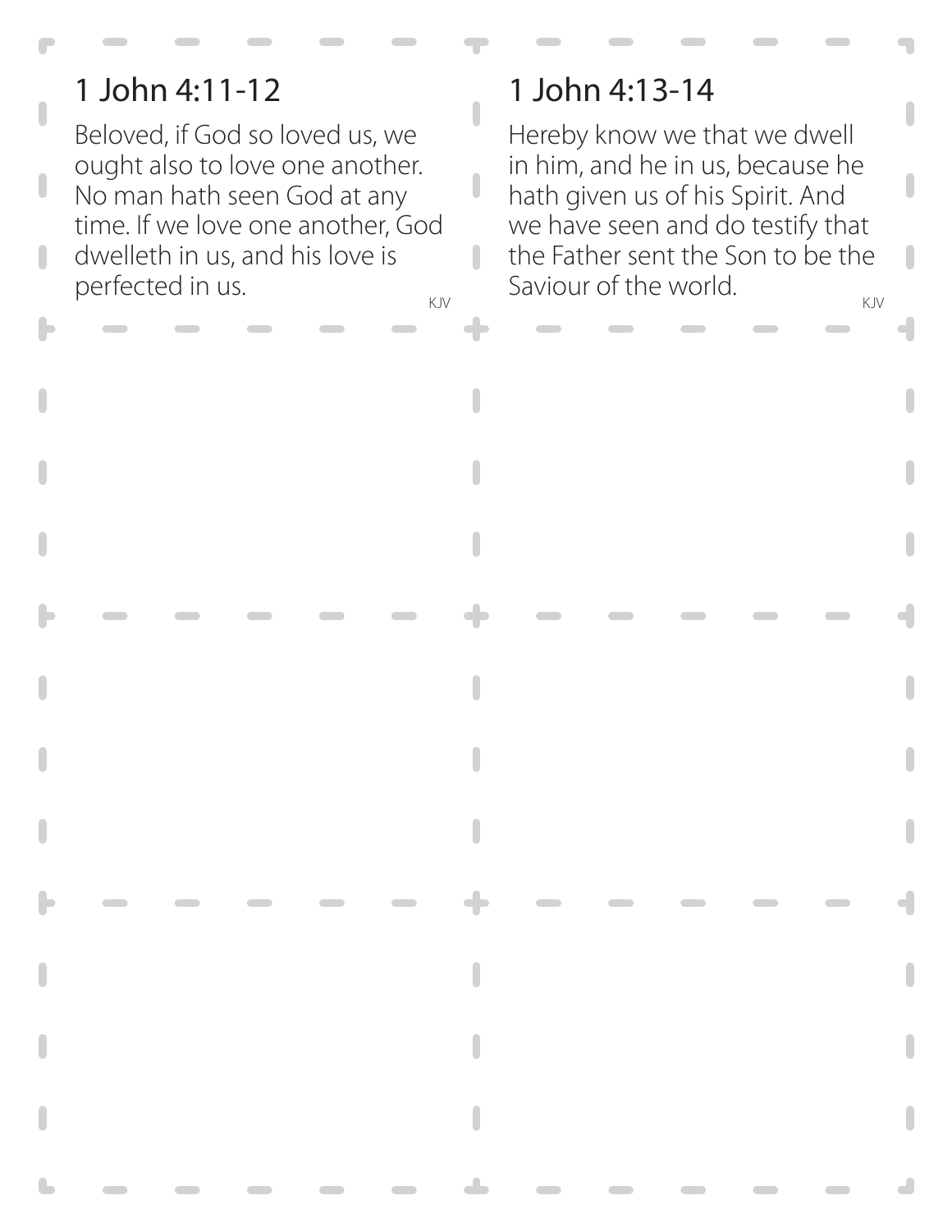## 1 John 4:11-12

Beloved, if God so loved us, we ought also to love one another. No man hath seen God at any time. If we love one another, God dwelleth in us, and his love is perfected in us.

KJV

## 1 John 4:13-14

Hereby know we that we dwell in him, and he in us, because he hath given us of his Spirit. And we have seen and do testify that the Father sent the Son to be the Saviour of the world.

KJV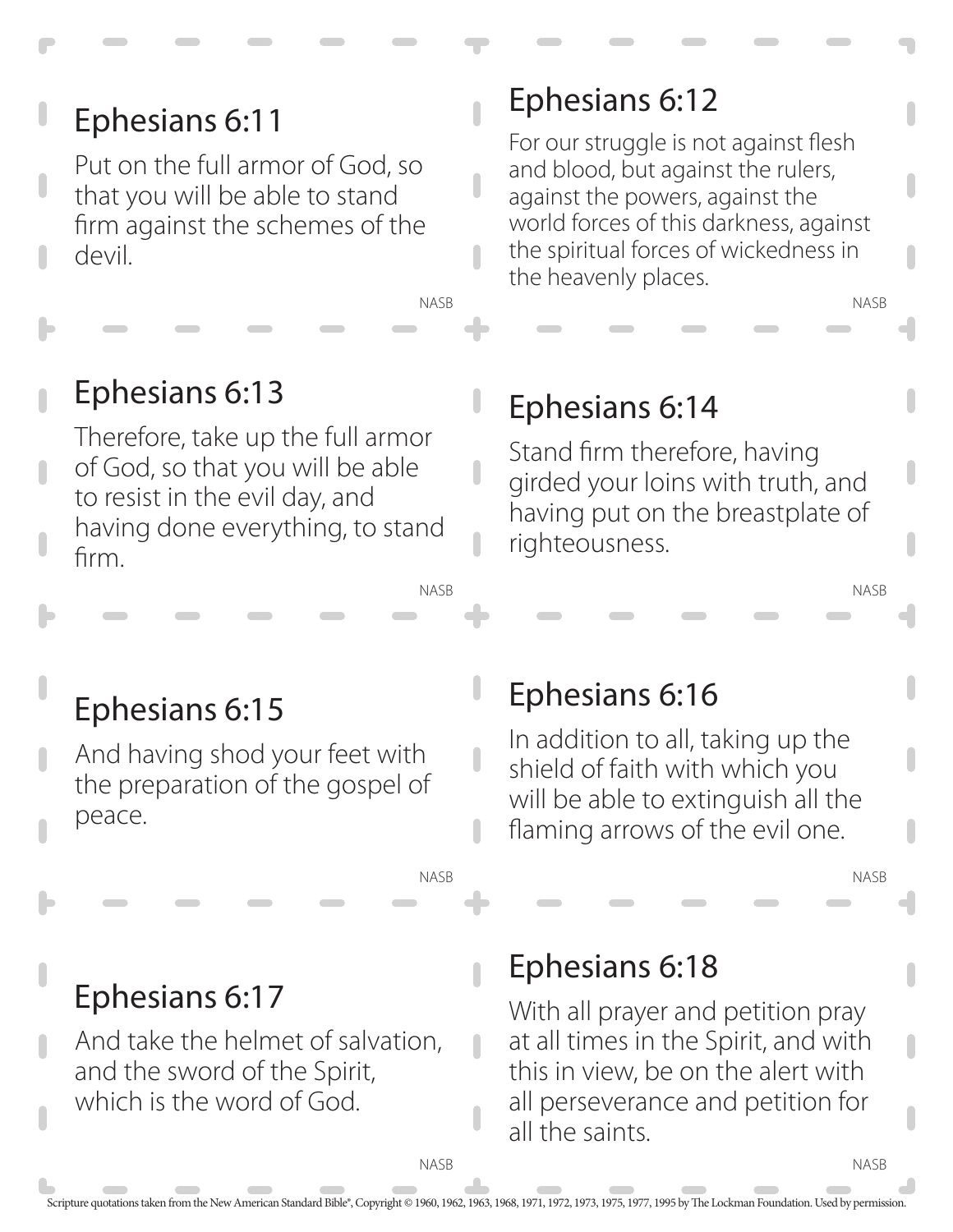## Ephesians 6:11

Put on the full armor of God, so that you will be able to stand firm against the schemes of the devil.

NASB

## Ephesians 6:12

For our struggle is not against flesh and blood, but against the rulers, against the powers, against the world forces of this darkness, against the spiritual forces of wickedness in the heavenly places.

NASB

## Ephesians 6:13

Therefore, take up the full armor of God, so that you will be able to resist in the evil day, and having done everything, to stand firm.

NASB

## Ephesians 6:14

Stand firm therefore, having girded your loins with truth, and having put on the breastplate of righteousness.

NASB

## Ephesians 6:15

And having shod your feet with the preparation of the gospel of peace.

NASB

## Ephesians 6:16

In addition to all, taking up the shield of faith with which you will be able to extinguish all the flaming arrows of the evil one.

NASB

## Ephesians 6:17

And take the helmet of salvation, and the sword of the Spirit, which is the word of God.

NASB

## Ephesians 6:18

With all prayer and petition pray at all times in the Spirit, and with this in view, be on the alert with all perseverance and petition for all the saints.

NASB

Scripture quotations taken from the New American Standard Bible®, Copyright © 1960, 1962, 1963, 1968, 1971, 1972, 1973, 1975, 1977, 1995 by The Lockman Foundation. Used by permission.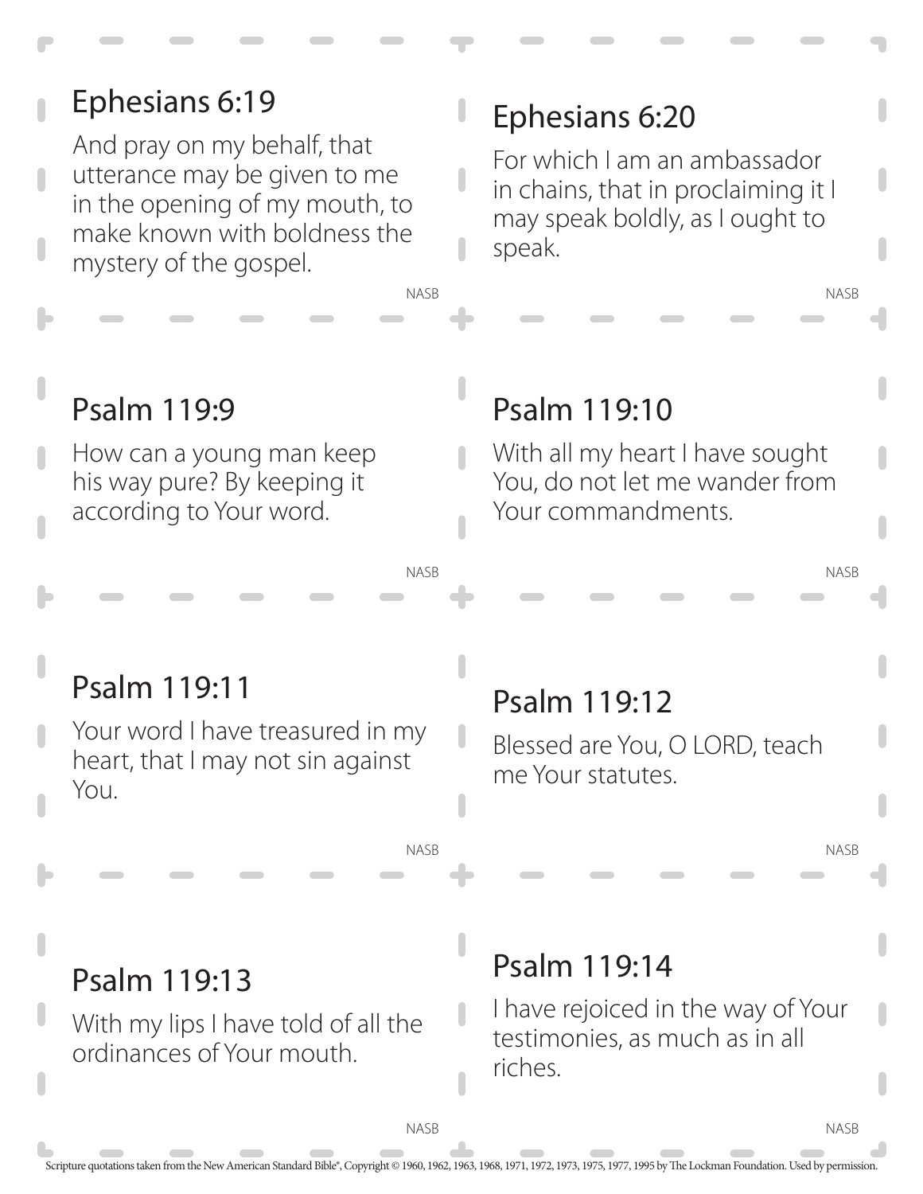## Ephesians 6:19

And pray on my behalf, that utterance may be given to me in the opening of my mouth, to make known with boldness the mystery of the gospel.

NASB

## Ephesians 6:20

For which I am an ambassador in chains, that in proclaiming it I may speak boldly, as I ought to speak.

NASB

## Psalm 119:9

How can a young man keep his way pure? By keeping it according to Your word.

NASB

## Psalm 119:10

With all my heart I have sought You, do not let me wander from Your commandments.

NASB

## Psalm 119:11

Your word I have treasured in my heart, that I may not sin against You.

NASB

## Psalm 119:12

Blessed are You, O LORD, teach me Your statutes.

NASB

## Psalm 119:13

With my lips I have told of all the ordinances of Your mouth.

NASB

## Psalm 119:14

I have rejoiced in the way of Your testimonies, as much as in all riches.

NASB

Scripture quotations taken from the New American Standard Bible®, Copyright © 1960, 1962, 1963, 1968, 1971, 1972, 1973, 1975, 1977, 1995 by The Lockman Foundation. Used by permission.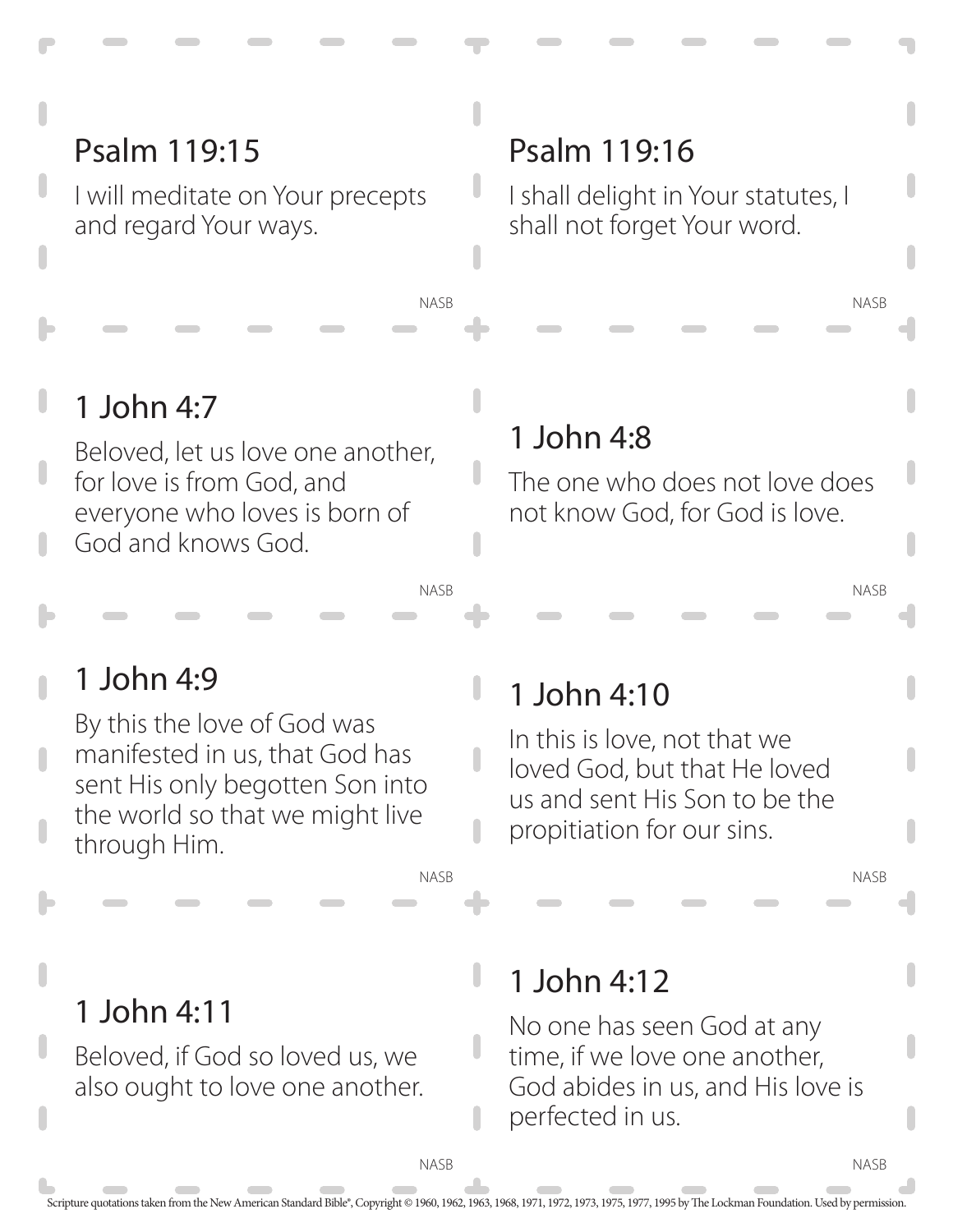## Psalm 119:15

I will meditate on Your precepts and regard Your ways.

NASB

## Psalm 119:16

I shall delight in Your statutes, I shall not forget Your word.

NASB

## 1 John 4:7

Beloved, let us love one another, for love is from God, and everyone who loves is born of God and knows God.

NASB

## 1 John 4:8

The one who does not love does not know God, for God is love.

NASB

## 1 John 4:9

By this the love of God was manifested in us, that God has sent His only begotten Son into the world so that we might live through Him.

NASB

## 1 John 4:10

In this is love, not that we loved God, but that He loved us and sent His Son to be the propitiation for our sins.

NASB

## 1 John 4:11

Beloved, if God so loved us, we also ought to love one another.

NASB

## 1 John 4:12

No one has seen God at any time, if we love one another, God abides in us, and His love is perfected in us.

NASB

Scripture quotations taken from the New American Standard Bible®, Copyright © 1960, 1962, 1963, 1968, 1971, 1972, 1973, 1975, 1977, 1995 by The Lockman Foundation. Used by permission.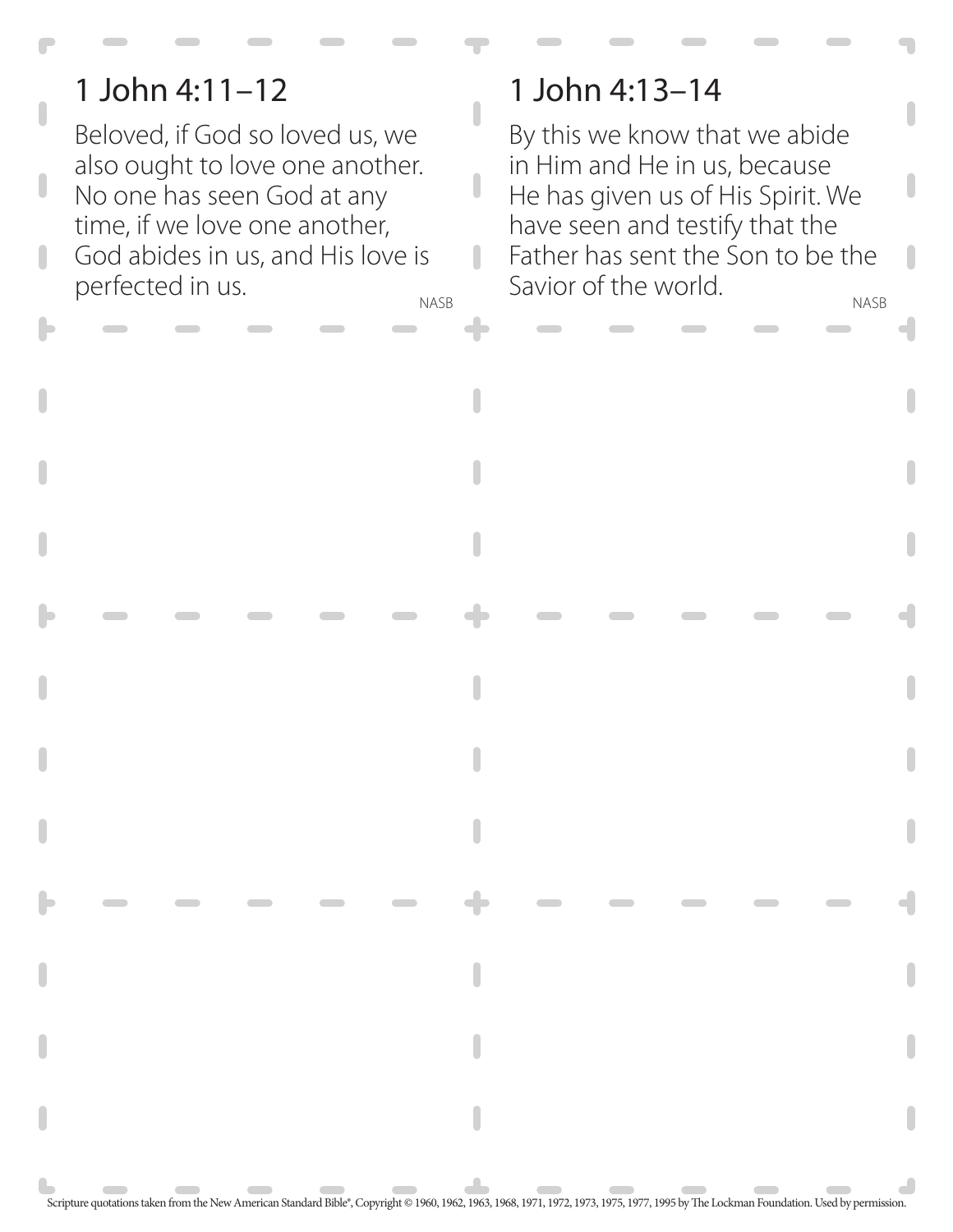## 1 John 4:11–12

Beloved, if God so loved us, we also ought to love one another. No one has seen God at any time, if we love one another, God abides in us, and His love is perfected in us.

NASB

## 1 John 4:13–14

By this we know that we abide in Him and He in us, because He has given us of His Spirit. We have seen and testify that the Father has sent the Son to be the Savior of the world.

NASB

Scripture quotations taken from the New American Standard Bible®, Copyright © 1960, 1962, 1963, 1968, 1971, 1972, 1973, 1975, 1977, 1995 by The Lockman Foundation. Used by permission.